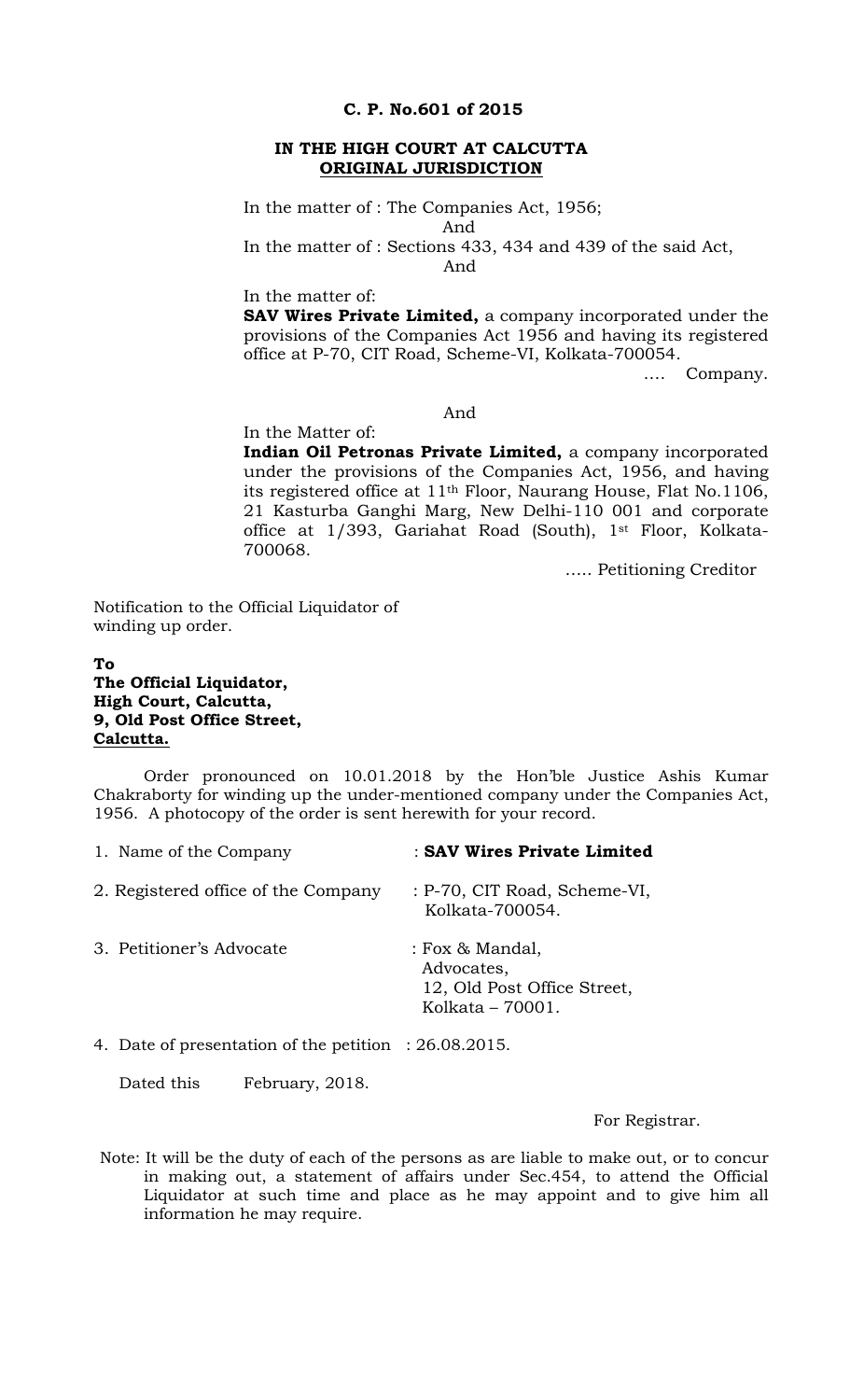**C. P. No.601 of 2015**

**IN THE HIGH COURT AT CALCUTTA**
**ORIGINAL JURISDICTION**

In the matter of : The Companies Act, 1956;

And

In the matter of : Sections 433, 434 and 439 of the said Act,

And

In the matter of:

**SAV Wires Private Limited,** a company incorporated under the provisions of the Companies Act 1956 and having its registered office at P-70, CIT Road, Scheme-VI, Kolkata-700054.

.... Company.

And

In the Matter of:

**Indian Oil Petronas Private Limited,** a company incorporated under the provisions of the Companies Act, 1956, and having its registered office at 11th Floor, Naurang House, Flat No.1106, 21 Kasturba Ganghi Marg, New Delhi-110 001 and corporate office at 1/393, Gariahat Road (South), 1st Floor, Kolkata-700068.

..... Petitioning Creditor

Notification to the Official Liquidator of winding up order.

**To**
**The Official Liquidator,**
**High Court, Calcutta,**
**9, Old Post Office Street,**
**Calcutta.**

Order pronounced on 10.01.2018 by the Hon'ble Justice Ashis Kumar Chakraborty for winding up the under-mentioned company under the Companies Act, 1956. A photocopy of the order is sent herewith for your record.

1. Name of the Company : **SAV Wires Private Limited**
2. Registered office of the Company : P-70, CIT Road, Scheme-VI, Kolkata-700054.
3. Petitioner's Advocate : Fox & Mandal, Advocates, 12, Old Post Office Street, Kolkata – 70001.
4. Date of presentation of the petition : 26.08.2015.

Dated this February, 2018.

For Registrar.

Note: It will be the duty of each of the persons as are liable to make out, or to concur in making out, a statement of affairs under Sec.454, to attend the Official Liquidator at such time and place as he may appoint and to give him all information he may require.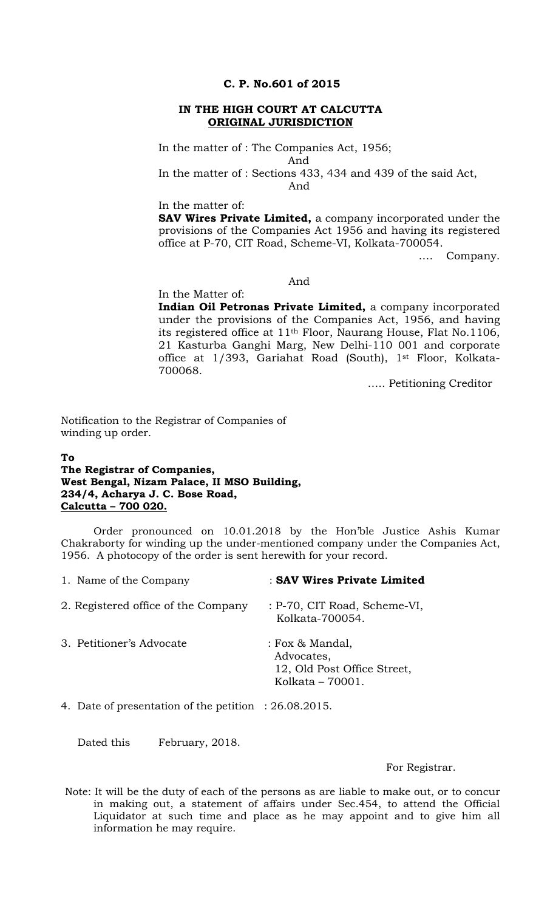**C. P. No.601 of 2015**

**IN THE HIGH COURT AT CALCUTTA**
**ORIGINAL JURISDICTION**

In the matter of : The Companies Act, 1956;

And

In the matter of : Sections 433, 434 and 439 of the said Act,

And

In the matter of:

**SAV Wires Private Limited,** a company incorporated under the provisions of the Companies Act 1956 and having its registered office at P-70, CIT Road, Scheme-VI, Kolkata-700054.

.... Company.

And

In the Matter of:

**Indian Oil Petronas Private Limited,** a company incorporated under the provisions of the Companies Act, 1956, and having its registered office at 11th Floor, Naurang House, Flat No.1106, 21 Kasturba Ganghi Marg, New Delhi-110 001 and corporate office at 1/393, Gariahat Road (South), 1st Floor, Kolkata-700068.

..... Petitioning Creditor

Notification to the Registrar of Companies of winding up order.

**To**
**The Registrar of Companies,**
**West Bengal, Nizam Palace, II MSO Building,**
**234/4, Acharya J. C. Bose Road,**
**Calcutta – 700 020.**

Order pronounced on 10.01.2018 by the Hon'ble Justice Ashis Kumar Chakraborty for winding up the under-mentioned company under the Companies Act, 1956. A photocopy of the order is sent herewith for your record.

1. Name of the Company : **SAV Wires Private Limited**
2. Registered office of the Company : P-70, CIT Road, Scheme-VI, Kolkata-700054.
3. Petitioner's Advocate : Fox & Mandal, Advocates, 12, Old Post Office Street, Kolkata – 70001.
4. Date of presentation of the petition : 26.08.2015.

Dated this February, 2018.

For Registrar.

Note: It will be the duty of each of the persons as are liable to make out, or to concur in making out, a statement of affairs under Sec.454, to attend the Official Liquidator at such time and place as he may appoint and to give him all information he may require.